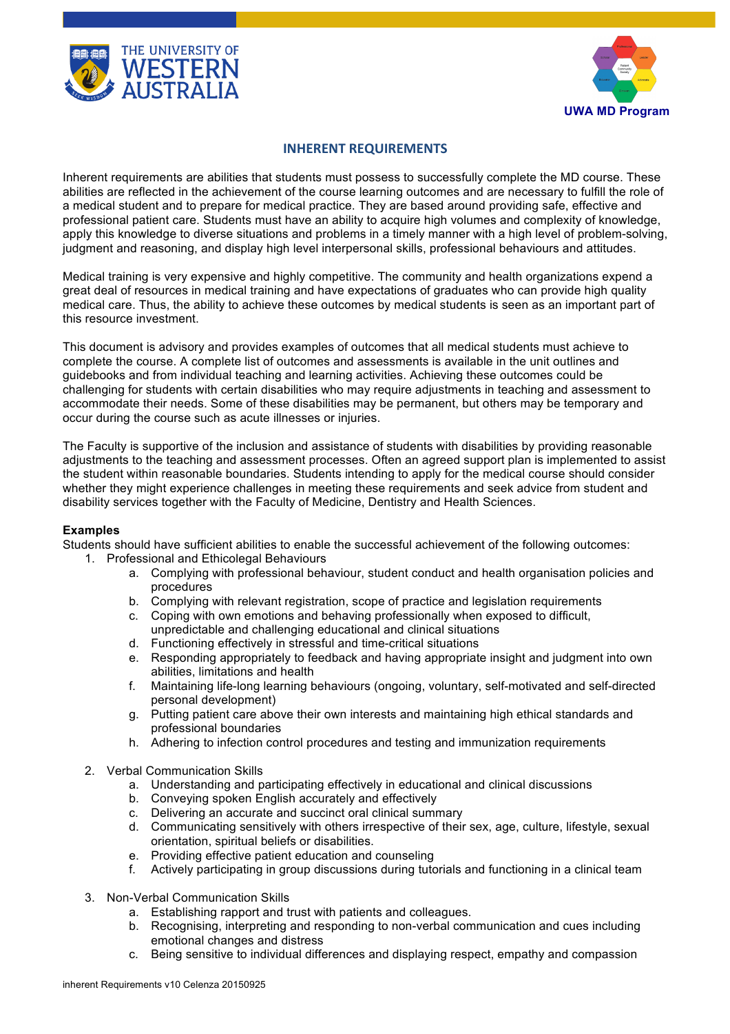THE UNIVERSITY OF WESTERN AUSTRALIA

UWA MD Program

## INHERENT REQUIREMENTS

Inherent requirements are abilities that students must possess to successfully complete the MD course. These abilities are reflected in the achievement of the course learning outcomes and are necessary to fulfill the role of a medical student and to prepare for medical practice. They are based around providing safe, effective and professional patient care. Students must have an ability to acquire high volumes and complexity of knowledge, apply this knowledge to diverse situations and problems in a timely manner with a high level of problem-solving, judgment and reasoning, and display high level interpersonal skills, professional behaviours and attitudes.

Medical training is very expensive and highly competitive. The community and health organizations expend a great deal of resources in medical training and have expectations of graduates who can provide high quality medical care. Thus, the ability to achieve these outcomes by medical students is seen as an important part of this resource investment.

This document is advisory and provides examples of outcomes that all medical students must achieve to complete the course. A complete list of outcomes and assessments is available in the unit outlines and guidebooks and from individual teaching and learning activities. Achieving these outcomes could be challenging for students with certain disabilities who may require adjustments in teaching and assessment to accommodate their needs. Some of these disabilities may be permanent, but others may be temporary and occur during the course such as acute illnesses or injuries.

The Faculty is supportive of the inclusion and assistance of students with disabilities by providing reasonable adjustments to the teaching and assessment processes. Often an agreed support plan is implemented to assist the student within reasonable boundaries. Students intending to apply for the medical course should consider whether they might experience challenges in meeting these requirements and seek advice from student and disability services together with the Faculty of Medicine, Dentistry and Health Sciences.

**Examples**

Students should have sufficient abilities to enable the successful achievement of the following outcomes:

1. Professional and Ethicolegal Behaviours
   a. Complying with professional behaviour, student conduct and health organisation policies and procedures
   b. Complying with relevant registration, scope of practice and legislation requirements
   c. Coping with own emotions and behaving professionally when exposed to difficult, unpredictable and challenging educational and clinical situations
   d. Functioning effectively in stressful and time-critical situations
   e. Responding appropriately to feedback and having appropriate insight and judgment into own abilities, limitations and health
   f. Maintaining life-long learning behaviours (ongoing, voluntary, self-motivated and self-directed personal development)
   g. Putting patient care above their own interests and maintaining high ethical standards and professional boundaries
   h. Adhering to infection control procedures and testing and immunization requirements

2. Verbal Communication Skills
   a. Understanding and participating effectively in educational and clinical discussions
   b. Conveying spoken English accurately and effectively
   c. Delivering an accurate and succinct oral clinical summary
   d. Communicating sensitively with others irrespective of their sex, age, culture, lifestyle, sexual orientation, spiritual beliefs or disabilities.
   e. Providing effective patient education and counseling
   f. Actively participating in group discussions during tutorials and functioning in a clinical team

3. Non-Verbal Communication Skills
   a. Establishing rapport and trust with patients and colleagues.
   b. Recognising, interpreting and responding to non-verbal communication and cues including emotional changes and distress
   c. Being sensitive to individual differences and displaying respect, empathy and compassion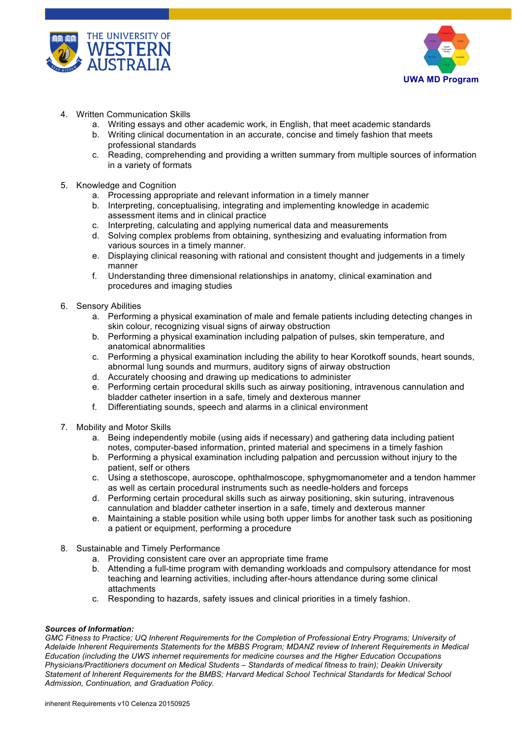4. Written Communication Skills
    a. Writing essays and other academic work, in English, that meet academic standards
    b. Writing clinical documentation in an accurate, concise and timely fashion that meets professional standards
    c. Reading, comprehending and providing a written summary from multiple sources of information in a variety of formats

5. Knowledge and Cognition
    a. Processing appropriate and relevant information in a timely manner
    b. Interpreting, conceptualising, integrating and implementing knowledge in academic assessment items and in clinical practice
    c. Interpreting, calculating and applying numerical data and measurements
    d. Solving complex problems from obtaining, synthesizing and evaluating information from various sources in a timely manner.
    e. Displaying clinical reasoning with rational and consistent thought and judgements in a timely manner
    f. Understanding three dimensional relationships in anatomy, clinical examination and procedures and imaging studies

6. Sensory Abilities
    a. Performing a physical examination of male and female patients including detecting changes in skin colour, recognizing visual signs of airway obstruction
    b. Performing a physical examination including palpation of pulses, skin temperature, and anatomical abnormalities
    c. Performing a physical examination including the ability to hear Korotkoff sounds, heart sounds, abnormal lung sounds and murmurs, auditory signs of airway obstruction
    d. Accurately choosing and drawing up medications to administer
    e. Performing certain procedural skills such as airway positioning, intravenous cannulation and bladder catheter insertion in a safe, timely and dexterous manner
    f. Differentiating sounds, speech and alarms in a clinical environment

7. Mobility and Motor Skills
    a. Being independently mobile (using aids if necessary) and gathering data including patient notes, computer-based information, printed material and specimens in a timely fashion
    b. Performing a physical examination including palpation and percussion without injury to the patient, self or others
    c. Using a stethoscope, auroscope, ophthalmoscope, sphygmomanometer and a tendon hammer as well as certain procedural instruments such as needle-holders and forceps
    d. Performing certain procedural skills such as airway positioning, skin suturing, intravenous cannulation and bladder catheter insertion in a safe, timely and dexterous manner
    e. Maintaining a stable position while using both upper limbs for another task such as positioning a patient or equipment, performing a procedure

8. Sustainable and Timely Performance
    a. Providing consistent care over an appropriate time frame
    b. Attending a full-time program with demanding workloads and compulsory attendance for most teaching and learning activities, including after-hours attendance during some clinical attachments
    c. Responding to hazards, safety issues and clinical priorities in a timely fashion.

***Sources of Information:***

*GMC Fitness to Practice; UQ Inherent Requirements for the Completion of Professional Entry Programs; University of Adelaide Inherent Requirements Statements for the MBBS Program; MDANZ review of Inherent Requirements in Medical Education (including the UWS inhernet requirements for medicine courses and the Higher Education Occupations Physicians/Practitioners document on Medical Students – Standards of medical fitness to train); Deakin University Statement of Inherent Requirements for the BMBS; Harvard Medical School Technical Standards for Medical School Admission, Continuation, and Graduation Policy.*

inherent Requirements v10 Celenza 20150925